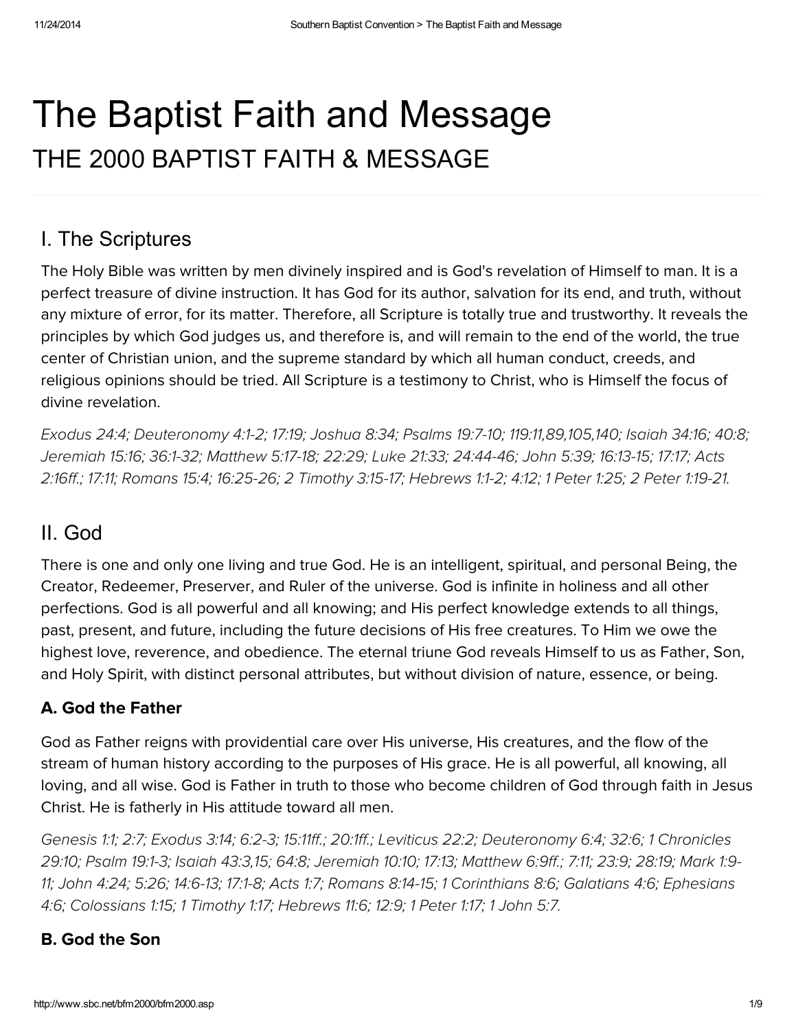# The Baptist Faith and Message

## THE 2000 BAPTIST FAITH & MESSAGE

## I. The Scriptures

The Holy Bible was written by men divinely inspired and is God's revelation of Himself to man. It is a perfect treasure of divine instruction. It has God for its author, salvation for its end, and truth, without any mixture of error, for its matter. Therefore, all Scripture is totally true and trustworthy. It reveals the principles by which God judges us, and therefore is, and will remain to the end of the world, the true center of Christian union, and the supreme standard by which all human conduct, creeds, and religious opinions should be tried. All Scripture is a testimony to Christ, who is Himself the focus of divine revelation.

*Exodus 24:4; Deuteronomy 4:1-2; 17:19; Joshua 8:34; Psalms 19:7-10; 119:11,89,105,140; Isaiah 34:16; 40:8; Jeremiah 15:16; 36:1-32; Matthew 5:17-18; 22:29; Luke 21:33; 24:44-46; John 5:39; 16:13-15; 17:17; Acts 2:16ff.; 17:11; Romans 15:4; 16:25-26; 2 Timothy 3:15-17; Hebrews 1:1-2; 4:12; 1 Peter 1:25; 2 Peter 1:19-21.*

## II. God

There is one and only one living and true God. He is an intelligent, spiritual, and personal Being, the Creator, Redeemer, Preserver, and Ruler of the universe. God is infinite in holiness and all other perfections. God is all powerful and all knowing; and His perfect knowledge extends to all things, past, present, and future, including the future decisions of His free creatures. To Him we owe the highest love, reverence, and obedience. The eternal triune God reveals Himself to us as Father, Son, and Holy Spirit, with distinct personal attributes, but without division of nature, essence, or being.

### A. God the Father

God as Father reigns with providential care over His universe, His creatures, and the flow of the stream of human history according to the purposes of His grace. He is all powerful, all knowing, all loving, and all wise. God is Father in truth to those who become children of God through faith in Jesus Christ. He is fatherly in His attitude toward all men.

*Genesis 1:1; 2:7; Exodus 3:14; 6:2-3; 15:11ff.; 20:1ff.; Leviticus 22:2; Deuteronomy 6:4; 32:6; 1 Chronicles 29:10; Psalm 19:1-3; Isaiah 43:3,15; 64:8; Jeremiah 10:10; 17:13; Matthew 6:9ff.; 7:11; 23:9; 28:19; Mark 1:9-11; John 4:24; 5:26; 14:6-13; 17:1-8; Acts 1:7; Romans 8:14-15; 1 Corinthians 8:6; Galatians 4:6; Ephesians 4:6; Colossians 1:15; 1 Timothy 1:17; Hebrews 11:6; 12:9; 1 Peter 1:17; 1 John 5:7.*

### B. God the Son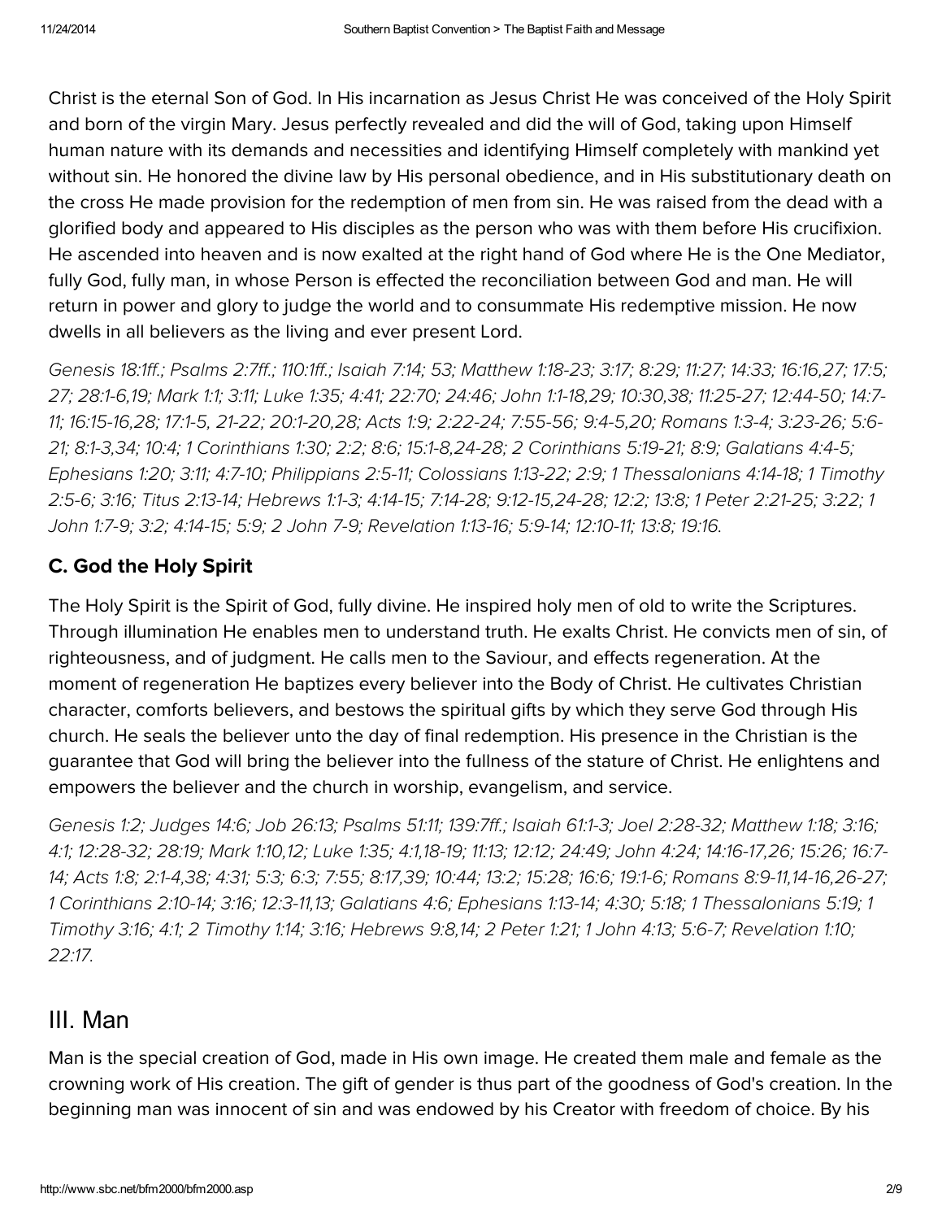Christ is the eternal Son of God. In His incarnation as Jesus Christ He was conceived of the Holy Spirit and born of the virgin Mary. Jesus perfectly revealed and did the will of God, taking upon Himself human nature with its demands and necessities and identifying Himself completely with mankind yet without sin. He honored the divine law by His personal obedience, and in His substitutionary death on the cross He made provision for the redemption of men from sin. He was raised from the dead with a glorified body and appeared to His disciples as the person who was with them before His crucifixion. He ascended into heaven and is now exalted at the right hand of God where He is the One Mediator, fully God, fully man, in whose Person is effected the reconciliation between God and man. He will return in power and glory to judge the world and to consummate His redemptive mission. He now dwells in all believers as the living and ever present Lord.

*Genesis 18:1ff.; Psalms 2:7ff.; 110:1ff.; Isaiah 7:14; 53; Matthew 1:18-23; 3:17; 8:29; 11:27; 14:33; 16:16,27; 17:5; 27; 28:1-6,19; Mark 1:1; 3:11; Luke 1:35; 4:41; 22:70; 24:46; John 1:1-18,29; 10:30,38; 11:25-27; 12:44-50; 14:7-11; 16:15-16,28; 17:1-5, 21-22; 20:1-20,28; Acts 1:9; 2:22-24; 7:55-56; 9:4-5,20; Romans 1:3-4; 3:23-26; 5:6-21; 8:1-3,34; 10:4; 1 Corinthians 1:30; 2:2; 8:6; 15:1-8,24-28; 2 Corinthians 5:19-21; 8:9; Galatians 4:4-5; Ephesians 1:20; 3:11; 4:7-10; Philippians 2:5-11; Colossians 1:13-22; 2:9; 1 Thessalonians 4:14-18; 1 Timothy 2:5-6; 3:16; Titus 2:13-14; Hebrews 1:1-3; 4:14-15; 7:14-28; 9:12-15,24-28; 12:2; 13:8; 1 Peter 2:21-25; 3:22; 1 John 1:7-9; 3:2; 4:14-15; 5:9; 2 John 7-9; Revelation 1:13-16; 5:9-14; 12:10-11; 13:8; 19:16.*

### C. God the Holy Spirit

The Holy Spirit is the Spirit of God, fully divine. He inspired holy men of old to write the Scriptures. Through illumination He enables men to understand truth. He exalts Christ. He convicts men of sin, of righteousness, and of judgment. He calls men to the Saviour, and effects regeneration. At the moment of regeneration He baptizes every believer into the Body of Christ. He cultivates Christian character, comforts believers, and bestows the spiritual gifts by which they serve God through His church. He seals the believer unto the day of final redemption. His presence in the Christian is the guarantee that God will bring the believer into the fullness of the stature of Christ. He enlightens and empowers the believer and the church in worship, evangelism, and service.

*Genesis 1:2; Judges 14:6; Job 26:13; Psalms 51:11; 139:7ff.; Isaiah 61:1-3; Joel 2:28-32; Matthew 1:18; 3:16; 4:1; 12:28-32; 28:19; Mark 1:10,12; Luke 1:35; 4:1,18-19; 11:13; 12:12; 24:49; John 4:24; 14:16-17,26; 15:26; 16:7-14; Acts 1:8; 2:1-4,38; 4:31; 5:3; 6:3; 7:55; 8:17,39; 10:44; 13:2; 15:28; 16:6; 19:1-6; Romans 8:9-11,14-16,26-27; 1 Corinthians 2:10-14; 3:16; 12:3-11,13; Galatians 4:6; Ephesians 1:13-14; 4:30; 5:18; 1 Thessalonians 5:19; 1 Timothy 3:16; 4:1; 2 Timothy 1:14; 3:16; Hebrews 9:8,14; 2 Peter 1:21; 1 John 4:13; 5:6-7; Revelation 1:10; 22:17.*

## III. Man

Man is the special creation of God, made in His own image. He created them male and female as the crowning work of His creation. The gift of gender is thus part of the goodness of God's creation. In the beginning man was innocent of sin and was endowed by his Creator with freedom of choice. By his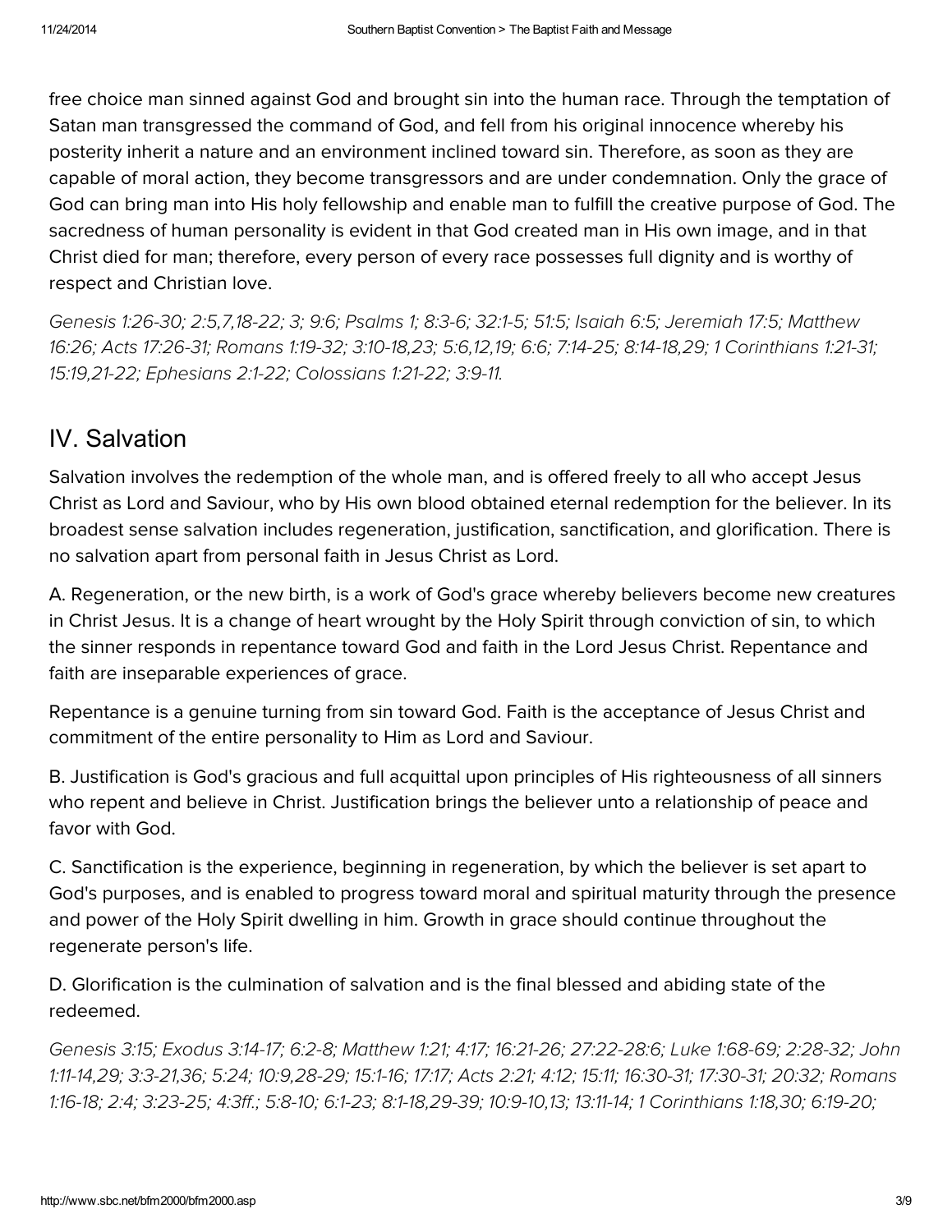free choice man sinned against God and brought sin into the human race. Through the temptation of Satan man transgressed the command of God, and fell from his original innocence whereby his posterity inherit a nature and an environment inclined toward sin. Therefore, as soon as they are capable of moral action, they become transgressors and are under condemnation. Only the grace of God can bring man into His holy fellowship and enable man to fulfill the creative purpose of God. The sacredness of human personality is evident in that God created man in His own image, and in that Christ died for man; therefore, every person of every race possesses full dignity and is worthy of respect and Christian love.

*Genesis 1:26-30; 2:5,7,18-22; 3; 9:6; Psalms 1; 8:3-6; 32:1-5; 51:5; Isaiah 6:5; Jeremiah 17:5; Matthew 16:26; Acts 17:26-31; Romans 1:19-32; 3:10-18,23; 5:6,12,19; 6:6; 7:14-25; 8:14-18,29; 1 Corinthians 1:21-31; 15:19,21-22; Ephesians 2:1-22; Colossians 1:21-22; 3:9-11.*

## IV. Salvation

Salvation involves the redemption of the whole man, and is offered freely to all who accept Jesus Christ as Lord and Saviour, who by His own blood obtained eternal redemption for the believer. In its broadest sense salvation includes regeneration, justification, sanctification, and glorification. There is no salvation apart from personal faith in Jesus Christ as Lord.

A. Regeneration, or the new birth, is a work of God's grace whereby believers become new creatures in Christ Jesus. It is a change of heart wrought by the Holy Spirit through conviction of sin, to which the sinner responds in repentance toward God and faith in the Lord Jesus Christ. Repentance and faith are inseparable experiences of grace.

Repentance is a genuine turning from sin toward God. Faith is the acceptance of Jesus Christ and commitment of the entire personality to Him as Lord and Saviour.

B. Justification is God's gracious and full acquittal upon principles of His righteousness of all sinners who repent and believe in Christ. Justification brings the believer unto a relationship of peace and favor with God.

C. Sanctification is the experience, beginning in regeneration, by which the believer is set apart to God's purposes, and is enabled to progress toward moral and spiritual maturity through the presence and power of the Holy Spirit dwelling in him. Growth in grace should continue throughout the regenerate person's life.

D. Glorification is the culmination of salvation and is the final blessed and abiding state of the redeemed.

*Genesis 3:15; Exodus 3:14-17; 6:2-8; Matthew 1:21; 4:17; 16:21-26; 27:22-28:6; Luke 1:68-69; 2:28-32; John 1:11-14,29; 3:3-21,36; 5:24; 10:9,28-29; 15:1-16; 17:17; Acts 2:21; 4:12; 15:11; 16:30-31; 17:30-31; 20:32; Romans 1:16-18; 2:4; 3:23-25; 4:3ff.; 5:8-10; 6:1-23; 8:1-18,29-39; 10:9-10,13; 13:11-14; 1 Corinthians 1:18,30; 6:19-20;*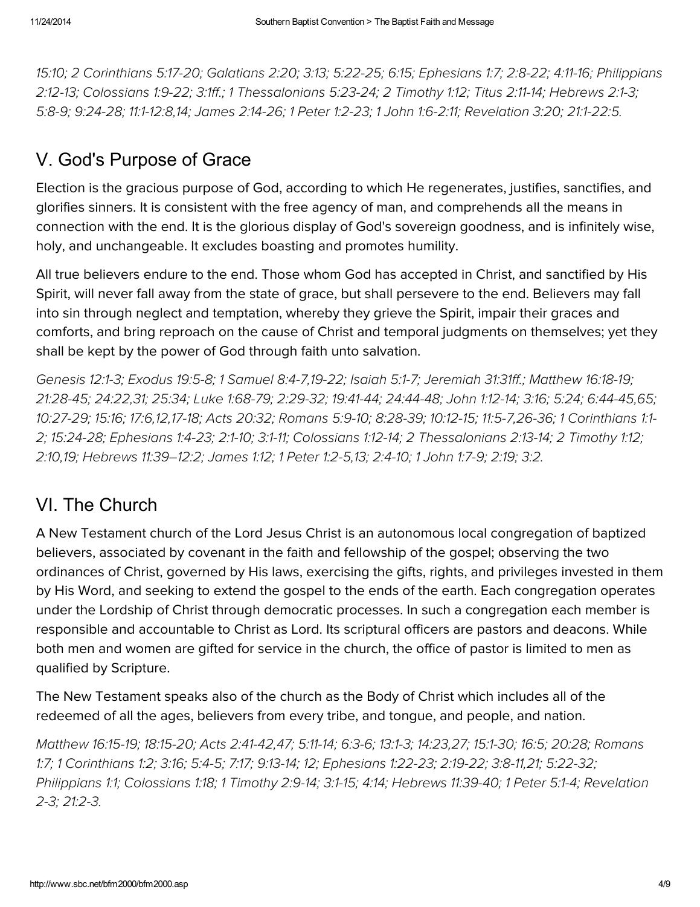*15:10; 2 Corinthians 5:17-20; Galatians 2:20; 3:13; 5:22-25; 6:15; Ephesians 1:7; 2:8-22; 4:11-16; Philippians 2:12-13; Colossians 1:9-22; 3:1ff.; 1 Thessalonians 5:23-24; 2 Timothy 1:12; Titus 2:11-14; Hebrews 2:1-3; 5:8-9; 9:24-28; 11:1-12:8,14; James 2:14-26; 1 Peter 1:2-23; 1 John 1:6-2:11; Revelation 3:20; 21:1-22:5.*

## V. God's Purpose of Grace

Election is the gracious purpose of God, according to which He regenerates, justifies, sanctifies, and glorifies sinners. It is consistent with the free agency of man, and comprehends all the means in connection with the end. It is the glorious display of God's sovereign goodness, and is infinitely wise, holy, and unchangeable. It excludes boasting and promotes humility.

All true believers endure to the end. Those whom God has accepted in Christ, and sanctified by His Spirit, will never fall away from the state of grace, but shall persevere to the end. Believers may fall into sin through neglect and temptation, whereby they grieve the Spirit, impair their graces and comforts, and bring reproach on the cause of Christ and temporal judgments on themselves; yet they shall be kept by the power of God through faith unto salvation.

*Genesis 12:1-3; Exodus 19:5-8; 1 Samuel 8:4-7,19-22; Isaiah 5:1-7; Jeremiah 31:31ff.; Matthew 16:18-19; 21:28-45; 24:22,31; 25:34; Luke 1:68-79; 2:29-32; 19:41-44; 24:44-48; John 1:12-14; 3:16; 5:24; 6:44-45,65; 10:27-29; 15:16; 17:6,12,17-18; Acts 20:32; Romans 5:9-10; 8:28-39; 10:12-15; 11:5-7,26-36; 1 Corinthians 1:1-2; 15:24-28; Ephesians 1:4-23; 2:1-10; 3:1-11; Colossians 1:12-14; 2 Thessalonians 2:13-14; 2 Timothy 1:12; 2:10,19; Hebrews 11:39–12:2; James 1:12; 1 Peter 1:2-5,13; 2:4-10; 1 John 1:7-9; 2:19; 3:2.*

## VI. The Church

A New Testament church of the Lord Jesus Christ is an autonomous local congregation of baptized believers, associated by covenant in the faith and fellowship of the gospel; observing the two ordinances of Christ, governed by His laws, exercising the gifts, rights, and privileges invested in them by His Word, and seeking to extend the gospel to the ends of the earth. Each congregation operates under the Lordship of Christ through democratic processes. In such a congregation each member is responsible and accountable to Christ as Lord. Its scriptural officers are pastors and deacons. While both men and women are gifted for service in the church, the office of pastor is limited to men as qualified by Scripture.

The New Testament speaks also of the church as the Body of Christ which includes all of the redeemed of all the ages, believers from every tribe, and tongue, and people, and nation.

*Matthew 16:15-19; 18:15-20; Acts 2:41-42,47; 5:11-14; 6:3-6; 13:1-3; 14:23,27; 15:1-30; 16:5; 20:28; Romans 1:7; 1 Corinthians 1:2; 3:16; 5:4-5; 7:17; 9:13-14; 12; Ephesians 1:22-23; 2:19-22; 3:8-11,21; 5:22-32; Philippians 1:1; Colossians 1:18; 1 Timothy 2:9-14; 3:1-15; 4:14; Hebrews 11:39-40; 1 Peter 5:1-4; Revelation 2-3; 21:2-3.*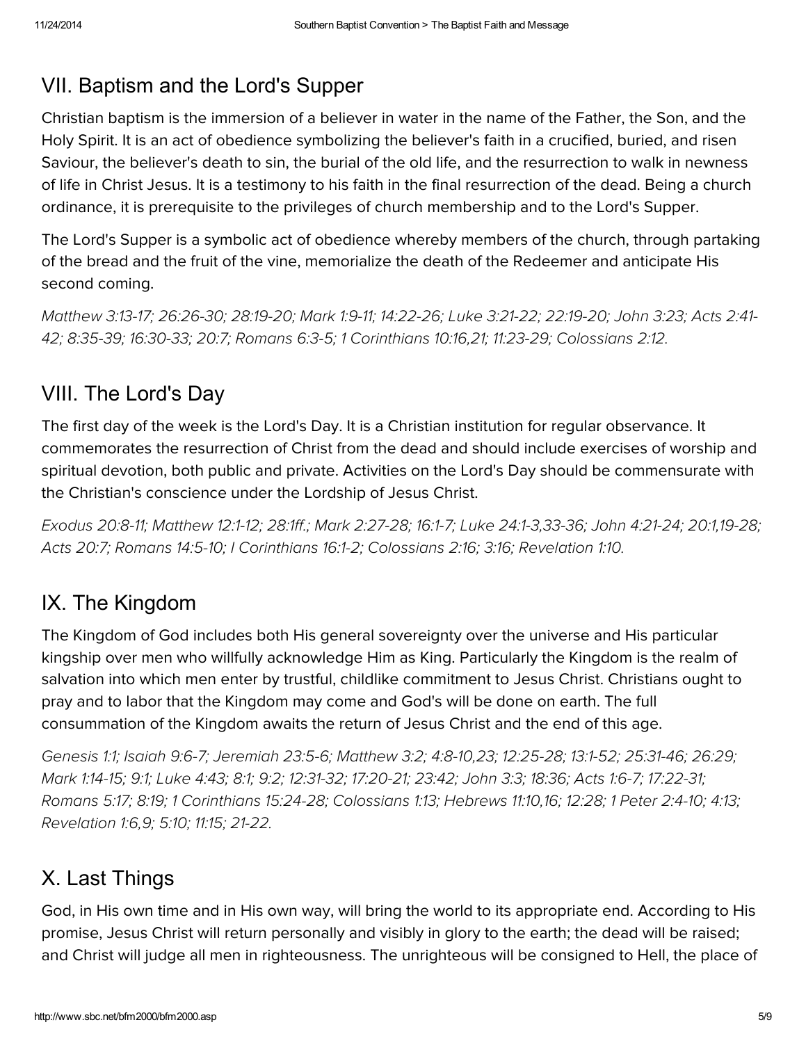## VII. Baptism and the Lord's Supper

Christian baptism is the immersion of a believer in water in the name of the Father, the Son, and the Holy Spirit. It is an act of obedience symbolizing the believer's faith in a crucified, buried, and risen Saviour, the believer's death to sin, the burial of the old life, and the resurrection to walk in newness of life in Christ Jesus. It is a testimony to his faith in the final resurrection of the dead. Being a church ordinance, it is prerequisite to the privileges of church membership and to the Lord's Supper.

The Lord's Supper is a symbolic act of obedience whereby members of the church, through partaking of the bread and the fruit of the vine, memorialize the death of the Redeemer and anticipate His second coming.

*Matthew 3:13-17; 26:26-30; 28:19-20; Mark 1:9-11; 14:22-26; Luke 3:21-22; 22:19-20; John 3:23; Acts 2:41-42; 8:35-39; 16:30-33; 20:7; Romans 6:3-5; 1 Corinthians 10:16,21; 11:23-29; Colossians 2:12.*

## VIII. The Lord's Day

The first day of the week is the Lord's Day. It is a Christian institution for regular observance. It commemorates the resurrection of Christ from the dead and should include exercises of worship and spiritual devotion, both public and private. Activities on the Lord's Day should be commensurate with the Christian's conscience under the Lordship of Jesus Christ.

*Exodus 20:8-11; Matthew 12:1-12; 28:1ff.; Mark 2:27-28; 16:1-7; Luke 24:1-3,33-36; John 4:21-24; 20:1,19-28; Acts 20:7; Romans 14:5-10; I Corinthians 16:1-2; Colossians 2:16; 3:16; Revelation 1:10.*

## IX. The Kingdom

The Kingdom of God includes both His general sovereignty over the universe and His particular kingship over men who willfully acknowledge Him as King. Particularly the Kingdom is the realm of salvation into which men enter by trustful, childlike commitment to Jesus Christ. Christians ought to pray and to labor that the Kingdom may come and God's will be done on earth. The full consummation of the Kingdom awaits the return of Jesus Christ and the end of this age.

*Genesis 1:1; Isaiah 9:6-7; Jeremiah 23:5-6; Matthew 3:2; 4:8-10,23; 12:25-28; 13:1-52; 25:31-46; 26:29; Mark 1:14-15; 9:1; Luke 4:43; 8:1; 9:2; 12:31-32; 17:20-21; 23:42; John 3:3; 18:36; Acts 1:6-7; 17:22-31; Romans 5:17; 8:19; 1 Corinthians 15:24-28; Colossians 1:13; Hebrews 11:10,16; 12:28; 1 Peter 2:4-10; 4:13; Revelation 1:6,9; 5:10; 11:15; 21-22.*

## X. Last Things

God, in His own time and in His own way, will bring the world to its appropriate end. According to His promise, Jesus Christ will return personally and visibly in glory to the earth; the dead will be raised; and Christ will judge all men in righteousness. The unrighteous will be consigned to Hell, the place of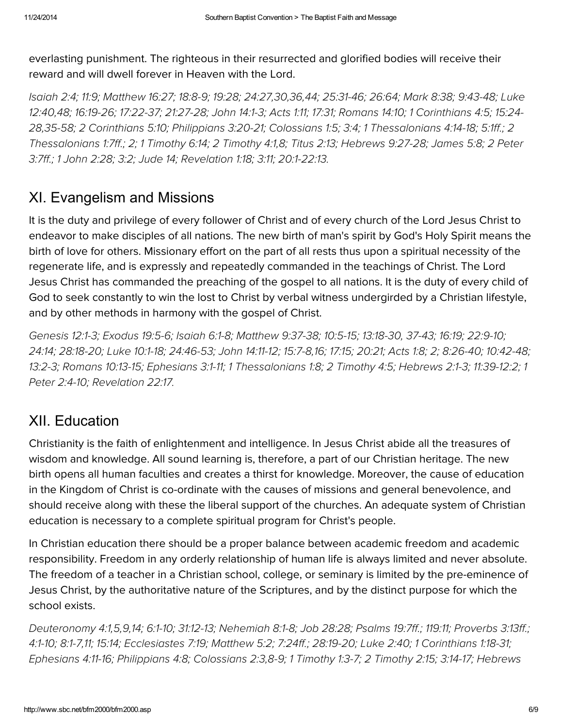everlasting punishment. The righteous in their resurrected and glorified bodies will receive their reward and will dwell forever in Heaven with the Lord.

*Isaiah 2:4; 11:9; Matthew 16:27; 18:8-9; 19:28; 24:27,30,36,44; 25:31-46; 26:64; Mark 8:38; 9:43-48; Luke 12:40,48; 16:19-26; 17:22-37; 21:27-28; John 14:1-3; Acts 1:11; 17:31; Romans 14:10; 1 Corinthians 4:5; 15:24-28,35-58; 2 Corinthians 5:10; Philippians 3:20-21; Colossians 1:5; 3:4; 1 Thessalonians 4:14-18; 5:1ff.; 2 Thessalonians 1:7ff.; 2; 1 Timothy 6:14; 2 Timothy 4:1,8; Titus 2:13; Hebrews 9:27-28; James 5:8; 2 Peter 3:7ff.; 1 John 2:28; 3:2; Jude 14; Revelation 1:18; 3:11; 20:1-22:13.*

## XI. Evangelism and Missions

It is the duty and privilege of every follower of Christ and of every church of the Lord Jesus Christ to endeavor to make disciples of all nations. The new birth of man's spirit by God's Holy Spirit means the birth of love for others. Missionary effort on the part of all rests thus upon a spiritual necessity of the regenerate life, and is expressly and repeatedly commanded in the teachings of Christ. The Lord Jesus Christ has commanded the preaching of the gospel to all nations. It is the duty of every child of God to seek constantly to win the lost to Christ by verbal witness undergirded by a Christian lifestyle, and by other methods in harmony with the gospel of Christ.

*Genesis 12:1-3; Exodus 19:5-6; Isaiah 6:1-8; Matthew 9:37-38; 10:5-15; 13:18-30, 37-43; 16:19; 22:9-10; 24:14; 28:18-20; Luke 10:1-18; 24:46-53; John 14:11-12; 15:7-8,16; 17:15; 20:21; Acts 1:8; 2; 8:26-40; 10:42-48; 13:2-3; Romans 10:13-15; Ephesians 3:1-11; 1 Thessalonians 1:8; 2 Timothy 4:5; Hebrews 2:1-3; 11:39-12:2; 1 Peter 2:4-10; Revelation 22:17.*

## XII. Education

Christianity is the faith of enlightenment and intelligence. In Jesus Christ abide all the treasures of wisdom and knowledge. All sound learning is, therefore, a part of our Christian heritage. The new birth opens all human faculties and creates a thirst for knowledge. Moreover, the cause of education in the Kingdom of Christ is co-ordinate with the causes of missions and general benevolence, and should receive along with these the liberal support of the churches. An adequate system of Christian education is necessary to a complete spiritual program for Christ's people.

In Christian education there should be a proper balance between academic freedom and academic responsibility. Freedom in any orderly relationship of human life is always limited and never absolute. The freedom of a teacher in a Christian school, college, or seminary is limited by the pre-eminence of Jesus Christ, by the authoritative nature of the Scriptures, and by the distinct purpose for which the school exists.

*Deuteronomy 4:1,5,9,14; 6:1-10; 31:12-13; Nehemiah 8:1-8; Job 28:28; Psalms 19:7ff.; 119:11; Proverbs 3:13ff.; 4:1-10; 8:1-7,11; 15:14; Ecclesiastes 7:19; Matthew 5:2; 7:24ff.; 28:19-20; Luke 2:40; 1 Corinthians 1:18-31; Ephesians 4:11-16; Philippians 4:8; Colossians 2:3,8-9; 1 Timothy 1:3-7; 2 Timothy 2:15; 3:14-17; Hebrews*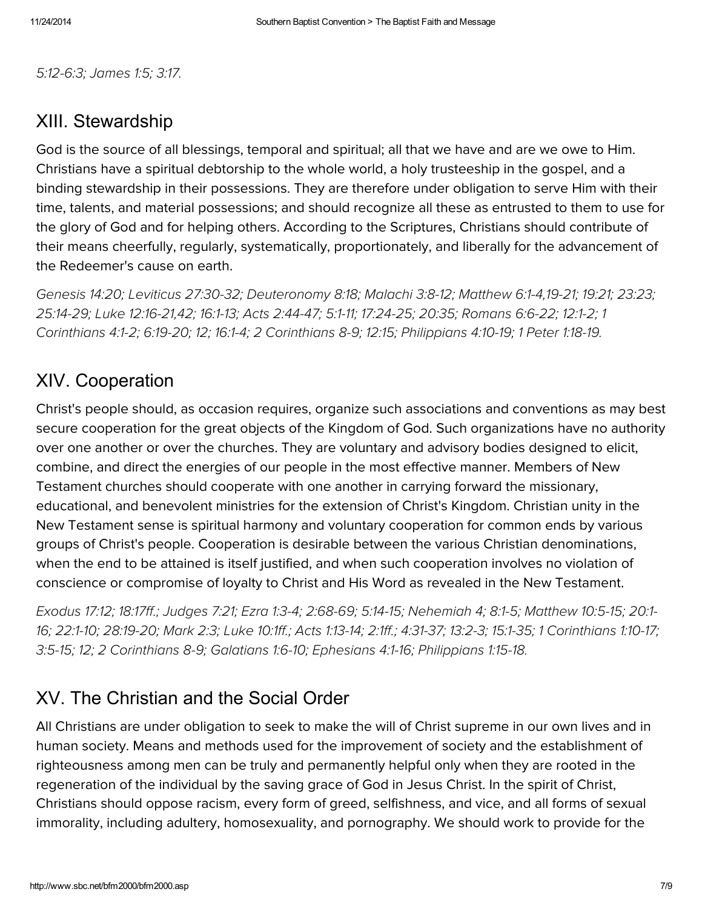*5:12-6:3; James 1:5; 3:17.*

## XIII. Stewardship

God is the source of all blessings, temporal and spiritual; all that we have and are we owe to Him. Christians have a spiritual debtorship to the whole world, a holy trusteeship in the gospel, and a binding stewardship in their possessions. They are therefore under obligation to serve Him with their time, talents, and material possessions; and should recognize all these as entrusted to them to use for the glory of God and for helping others. According to the Scriptures, Christians should contribute of their means cheerfully, regularly, systematically, proportionately, and liberally for the advancement of the Redeemer's cause on earth.

*Genesis 14:20; Leviticus 27:30-32; Deuteronomy 8:18; Malachi 3:8-12; Matthew 6:1-4,19-21; 19:21; 23:23; 25:14-29; Luke 12:16-21,42; 16:1-13; Acts 2:44-47; 5:1-11; 17:24-25; 20:35; Romans 6:6-22; 12:1-2; 1 Corinthians 4:1-2; 6:19-20; 12; 16:1-4; 2 Corinthians 8-9; 12:15; Philippians 4:10-19; 1 Peter 1:18-19.*

## XIV. Cooperation

Christ's people should, as occasion requires, organize such associations and conventions as may best secure cooperation for the great objects of the Kingdom of God. Such organizations have no authority over one another or over the churches. They are voluntary and advisory bodies designed to elicit, combine, and direct the energies of our people in the most effective manner. Members of New Testament churches should cooperate with one another in carrying forward the missionary, educational, and benevolent ministries for the extension of Christ's Kingdom. Christian unity in the New Testament sense is spiritual harmony and voluntary cooperation for common ends by various groups of Christ's people. Cooperation is desirable between the various Christian denominations, when the end to be attained is itself justified, and when such cooperation involves no violation of conscience or compromise of loyalty to Christ and His Word as revealed in the New Testament.

*Exodus 17:12; 18:17ff.; Judges 7:21; Ezra 1:3-4; 2:68-69; 5:14-15; Nehemiah 4; 8:1-5; Matthew 10:5-15; 20:1-16; 22:1-10; 28:19-20; Mark 2:3; Luke 10:1ff.; Acts 1:13-14; 2:1ff.; 4:31-37; 13:2-3; 15:1-35; 1 Corinthians 1:10-17; 3:5-15; 12; 2 Corinthians 8-9; Galatians 1:6-10; Ephesians 4:1-16; Philippians 1:15-18.*

## XV. The Christian and the Social Order

All Christians are under obligation to seek to make the will of Christ supreme in our own lives and in human society. Means and methods used for the improvement of society and the establishment of righteousness among men can be truly and permanently helpful only when they are rooted in the regeneration of the individual by the saving grace of God in Jesus Christ. In the spirit of Christ, Christians should oppose racism, every form of greed, selfishness, and vice, and all forms of sexual immorality, including adultery, homosexuality, and pornography. We should work to provide for the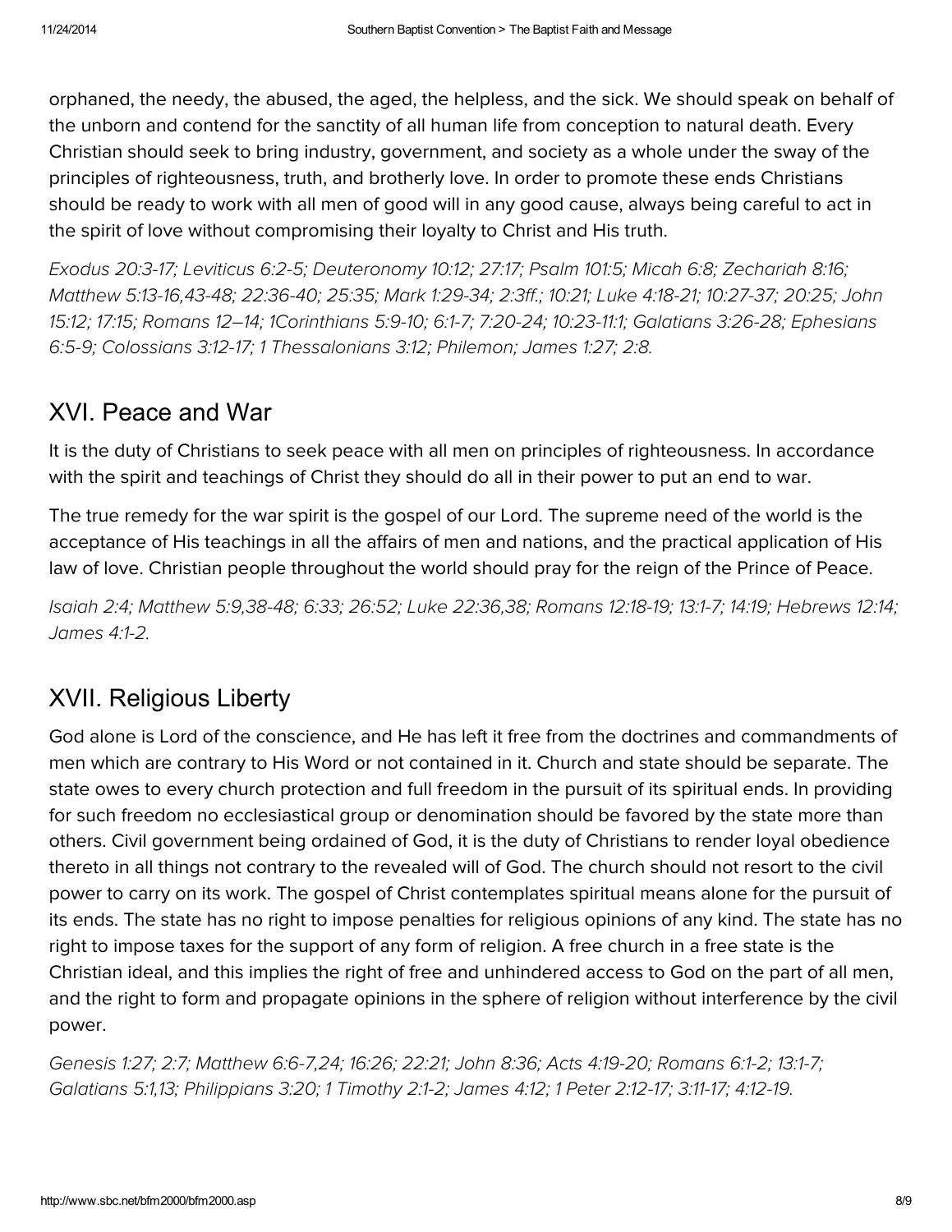orphaned, the needy, the abused, the aged, the helpless, and the sick. We should speak on behalf of the unborn and contend for the sanctity of all human life from conception to natural death. Every Christian should seek to bring industry, government, and society as a whole under the sway of the principles of righteousness, truth, and brotherly love. In order to promote these ends Christians should be ready to work with all men of good will in any good cause, always being careful to act in the spirit of love without compromising their loyalty to Christ and His truth.

*Exodus 20:3-17; Leviticus 6:2-5; Deuteronomy 10:12; 27:17; Psalm 101:5; Micah 6:8; Zechariah 8:16; Matthew 5:13-16,43-48; 22:36-40; 25:35; Mark 1:29-34; 2:3ff.; 10:21; Luke 4:18-21; 10:27-37; 20:25; John 15:12; 17:15; Romans 12–14; 1Corinthians 5:9-10; 6:1-7; 7:20-24; 10:23-11:1; Galatians 3:26-28; Ephesians 6:5-9; Colossians 3:12-17; 1 Thessalonians 3:12; Philemon; James 1:27; 2:8.*

## XVI. Peace and War

It is the duty of Christians to seek peace with all men on principles of righteousness. In accordance with the spirit and teachings of Christ they should do all in their power to put an end to war.

The true remedy for the war spirit is the gospel of our Lord. The supreme need of the world is the acceptance of His teachings in all the affairs of men and nations, and the practical application of His law of love. Christian people throughout the world should pray for the reign of the Prince of Peace.

*Isaiah 2:4; Matthew 5:9,38-48; 6:33; 26:52; Luke 22:36,38; Romans 12:18-19; 13:1-7; 14:19; Hebrews 12:14; James 4:1-2.*

## XVII. Religious Liberty

God alone is Lord of the conscience, and He has left it free from the doctrines and commandments of men which are contrary to His Word or not contained in it. Church and state should be separate. The state owes to every church protection and full freedom in the pursuit of its spiritual ends. In providing for such freedom no ecclesiastical group or denomination should be favored by the state more than others. Civil government being ordained of God, it is the duty of Christians to render loyal obedience thereto in all things not contrary to the revealed will of God. The church should not resort to the civil power to carry on its work. The gospel of Christ contemplates spiritual means alone for the pursuit of its ends. The state has no right to impose penalties for religious opinions of any kind. The state has no right to impose taxes for the support of any form of religion. A free church in a free state is the Christian ideal, and this implies the right of free and unhindered access to God on the part of all men, and the right to form and propagate opinions in the sphere of religion without interference by the civil power.

*Genesis 1:27; 2:7; Matthew 6:6-7,24; 16:26; 22:21; John 8:36; Acts 4:19-20; Romans 6:1-2; 13:1-7; Galatians 5:1,13; Philippians 3:20; 1 Timothy 2:1-2; James 4:12; 1 Peter 2:12-17; 3:11-17; 4:12-19.*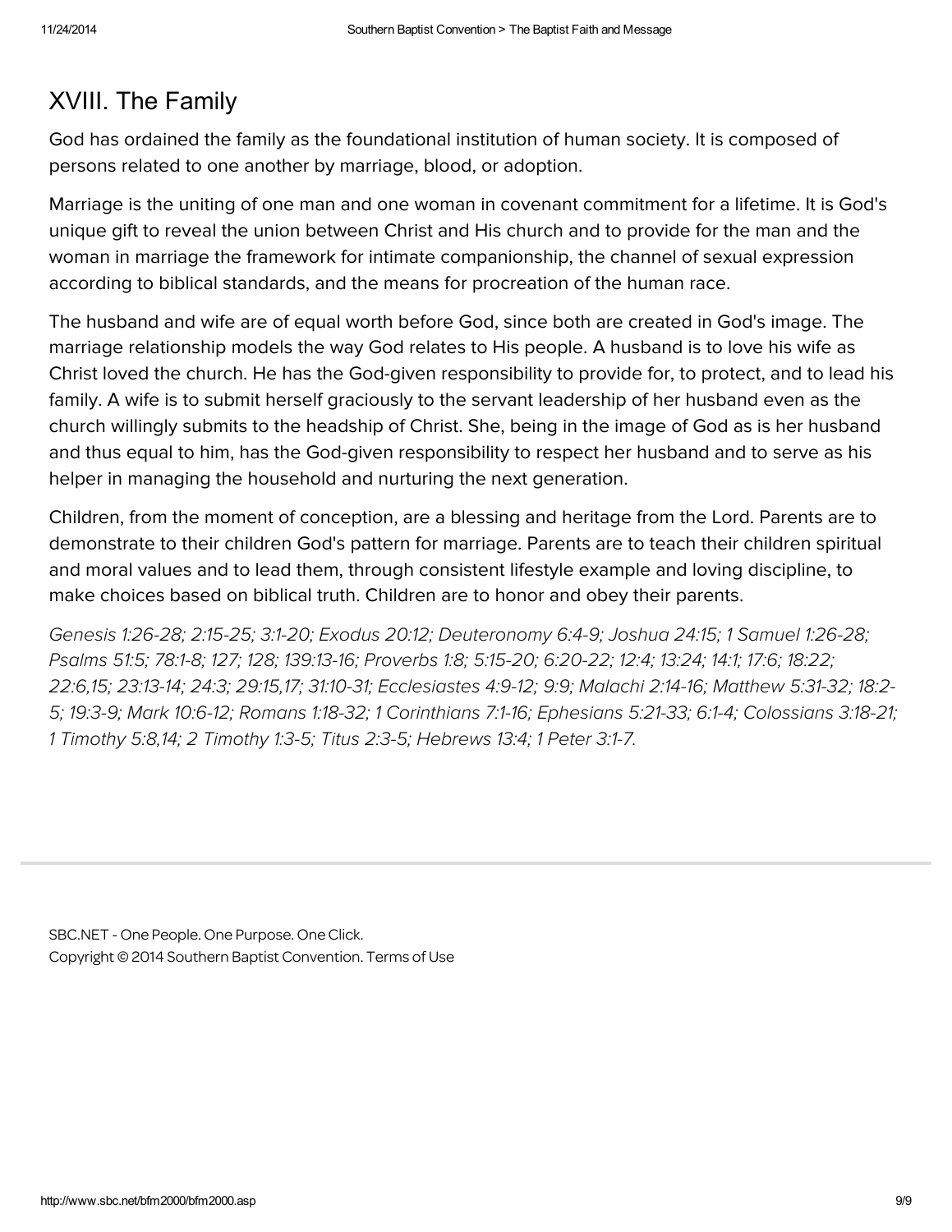## XVIII. The Family

God has ordained the family as the foundational institution of human society. It is composed of persons related to one another by marriage, blood, or adoption.

Marriage is the uniting of one man and one woman in covenant commitment for a lifetime. It is God's unique gift to reveal the union between Christ and His church and to provide for the man and the woman in marriage the framework for intimate companionship, the channel of sexual expression according to biblical standards, and the means for procreation of the human race.

The husband and wife are of equal worth before God, since both are created in God's image. The marriage relationship models the way God relates to His people. A husband is to love his wife as Christ loved the church. He has the God-given responsibility to provide for, to protect, and to lead his family. A wife is to submit herself graciously to the servant leadership of her husband even as the church willingly submits to the headship of Christ. She, being in the image of God as is her husband and thus equal to him, has the God-given responsibility to respect her husband and to serve as his helper in managing the household and nurturing the next generation.

Children, from the moment of conception, are a blessing and heritage from the Lord. Parents are to demonstrate to their children God's pattern for marriage. Parents are to teach their children spiritual and moral values and to lead them, through consistent lifestyle example and loving discipline, to make choices based on biblical truth. Children are to honor and obey their parents.

*Genesis 1:26-28; 2:15-25; 3:1-20; Exodus 20:12; Deuteronomy 6:4-9; Joshua 24:15; 1 Samuel 1:26-28; Psalms 51:5; 78:1-8; 127; 128; 139:13-16; Proverbs 1:8; 5:15-20; 6:20-22; 12:4; 13:24; 14:1; 17:6; 18:22; 22:6,15; 23:13-14; 24:3; 29:15,17; 31:10-31; Ecclesiastes 4:9-12; 9:9; Malachi 2:14-16; Matthew 5:31-32; 18:2-5; 19:3-9; Mark 10:6-12; Romans 1:18-32; 1 Corinthians 7:1-16; Ephesians 5:21-33; 6:1-4; Colossians 3:18-21; 1 Timothy 5:8,14; 2 Timothy 1:3-5; Titus 2:3-5; Hebrews 13:4; 1 Peter 3:1-7.*

---

SBC.NET - One People. One Purpose. One Click.
Copyright © 2014 Southern Baptist Convention. Terms of Use